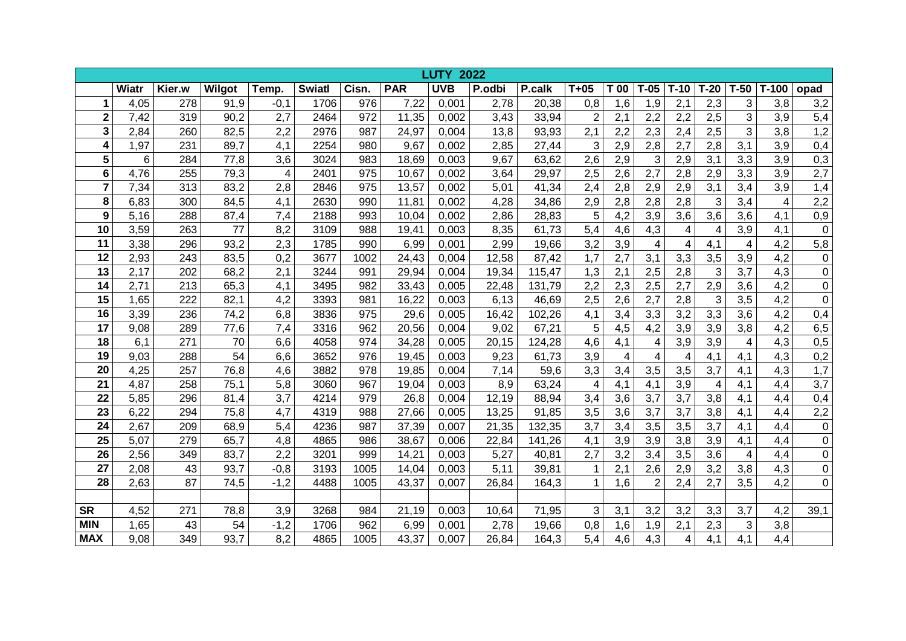| LUTY 2022 | | | | | | | | | | | | | | | | | | |
|---|---|---|---|---|---|---|---|---|---|---|---|---|---|---|---|---|---|---|
| | Wiatr | Kier.w | Wilgot | Temp. | Swiatl | Cisn. | PAR | UVB | P.odbi | P.calk | T+05 | T 00 | T-05 | T-10 | T-20 | T-50 | T-100 | opad |
| 1 | 4,05 | 278 | 91,9 | -0,1 | 1706 | 976 | 7,22 | 0,001 | 2,78 | 20,38 | 0,8 | 1,6 | 1,9 | 2,1 | 2,3 | 3 | 3,8 | 3,2 |
| 2 | 7,42 | 319 | 90,2 | 2,7 | 2464 | 972 | 11,35 | 0,002 | 3,43 | 33,94 | 2 | 2,1 | 2,2 | 2,2 | 2,5 | 3 | 3,9 | 5,4 |
| 3 | 2,84 | 260 | 82,5 | 2,2 | 2976 | 987 | 24,97 | 0,004 | 13,8 | 93,93 | 2,1 | 2,2 | 2,3 | 2,4 | 2,5 | 3 | 3,8 | 1,2 |
| 4 | 1,97 | 231 | 89,7 | 4,1 | 2254 | 980 | 9,67 | 0,002 | 2,85 | 27,44 | 3 | 2,9 | 2,8 | 2,7 | 2,8 | 3,1 | 3,9 | 0,4 |
| 5 | 6 | 284 | 77,8 | 3,6 | 3024 | 983 | 18,69 | 0,003 | 9,67 | 63,62 | 2,6 | 2,9 | 3 | 2,9 | 3,1 | 3,3 | 3,9 | 0,3 |
| 6 | 4,76 | 255 | 79,3 | 4 | 2401 | 975 | 10,67 | 0,002 | 3,64 | 29,97 | 2,5 | 2,6 | 2,7 | 2,8 | 2,9 | 3,3 | 3,9 | 2,7 |
| 7 | 7,34 | 313 | 83,2 | 2,8 | 2846 | 975 | 13,57 | 0,002 | 5,01 | 41,34 | 2,4 | 2,8 | 2,9 | 2,9 | 3,1 | 3,4 | 3,9 | 1,4 |
| 8 | 6,83 | 300 | 84,5 | 4,1 | 2630 | 990 | 11,81 | 0,002 | 4,28 | 34,86 | 2,9 | 2,8 | 2,8 | 2,8 | 3 | 3,4 | 4 | 2,2 |
| 9 | 5,16 | 288 | 87,4 | 7,4 | 2188 | 993 | 10,04 | 0,002 | 2,86 | 28,83 | 5 | 4,2 | 3,9 | 3,6 | 3,6 | 3,6 | 4,1 | 0,9 |
| 10 | 3,59 | 263 | 77 | 8,2 | 3109 | 988 | 19,41 | 0,003 | 8,35 | 61,73 | 5,4 | 4,6 | 4,3 | 4 | 4 | 3,9 | 4,1 | 0 |
| 11 | 3,38 | 296 | 93,2 | 2,3 | 1785 | 990 | 6,99 | 0,001 | 2,99 | 19,66 | 3,2 | 3,9 | 4 | 4 | 4,1 | 4 | 4,2 | 5,8 |
| 12 | 2,93 | 243 | 83,5 | 0,2 | 3677 | 1002 | 24,43 | 0,004 | 12,58 | 87,42 | 1,7 | 2,7 | 3,1 | 3,3 | 3,5 | 3,9 | 4,2 | 0 |
| 13 | 2,17 | 202 | 68,2 | 2,1 | 3244 | 991 | 29,94 | 0,004 | 19,34 | 115,47 | 1,3 | 2,1 | 2,5 | 2,8 | 3 | 3,7 | 4,3 | 0 |
| 14 | 2,71 | 213 | 65,3 | 4,1 | 3495 | 982 | 33,43 | 0,005 | 22,48 | 131,79 | 2,2 | 2,3 | 2,5 | 2,7 | 2,9 | 3,6 | 4,2 | 0 |
| 15 | 1,65 | 222 | 82,1 | 4,2 | 3393 | 981 | 16,22 | 0,003 | 6,13 | 46,69 | 2,5 | 2,6 | 2,7 | 2,8 | 3 | 3,5 | 4,2 | 0 |
| 16 | 3,39 | 236 | 74,2 | 6,8 | 3836 | 975 | 29,6 | 0,005 | 16,42 | 102,26 | 4,1 | 3,4 | 3,3 | 3,2 | 3,3 | 3,6 | 4,2 | 0,4 |
| 17 | 9,08 | 289 | 77,6 | 7,4 | 3316 | 962 | 20,56 | 0,004 | 9,02 | 67,21 | 5 | 4,5 | 4,2 | 3,9 | 3,9 | 3,8 | 4,2 | 6,5 |
| 18 | 6,1 | 271 | 70 | 6,6 | 4058 | 974 | 34,28 | 0,005 | 20,15 | 124,28 | 4,6 | 4,1 | 4 | 3,9 | 3,9 | 4 | 4,3 | 0,5 |
| 19 | 9,03 | 288 | 54 | 6,6 | 3652 | 976 | 19,45 | 0,003 | 9,23 | 61,73 | 3,9 | 4 | 4 | 4 | 4,1 | 4,1 | 4,3 | 0,2 |
| 20 | 4,25 | 257 | 76,8 | 4,6 | 3882 | 978 | 19,85 | 0,004 | 7,14 | 59,6 | 3,3 | 3,4 | 3,5 | 3,5 | 3,7 | 4,1 | 4,3 | 1,7 |
| 21 | 4,87 | 258 | 75,1 | 5,8 | 3060 | 967 | 19,04 | 0,003 | 8,9 | 63,24 | 4 | 4,1 | 4,1 | 3,9 | 4 | 4,1 | 4,4 | 3,7 |
| 22 | 5,85 | 296 | 81,4 | 3,7 | 4214 | 979 | 26,8 | 0,004 | 12,19 | 88,94 | 3,4 | 3,6 | 3,7 | 3,7 | 3,8 | 4,1 | 4,4 | 0,4 |
| 23 | 6,22 | 294 | 75,8 | 4,7 | 4319 | 988 | 27,66 | 0,005 | 13,25 | 91,85 | 3,5 | 3,6 | 3,7 | 3,7 | 3,8 | 4,1 | 4,4 | 2,2 |
| 24 | 2,67 | 209 | 68,9 | 5,4 | 4236 | 987 | 37,39 | 0,007 | 21,35 | 132,35 | 3,7 | 3,4 | 3,5 | 3,5 | 3,7 | 4,1 | 4,4 | 0 |
| 25 | 5,07 | 279 | 65,7 | 4,8 | 4865 | 986 | 38,67 | 0,006 | 22,84 | 141,26 | 4,1 | 3,9 | 3,9 | 3,8 | 3,9 | 4,1 | 4,4 | 0 |
| 26 | 2,56 | 349 | 83,7 | 2,2 | 3201 | 999 | 14,21 | 0,003 | 5,27 | 40,81 | 2,7 | 3,2 | 3,4 | 3,5 | 3,6 | 4 | 4,4 | 0 |
| 27 | 2,08 | 43 | 93,7 | -0,8 | 3193 | 1005 | 14,04 | 0,003 | 5,11 | 39,81 | 1 | 2,1 | 2,6 | 2,9 | 3,2 | 3,8 | 4,3 | 0 |
| 28 | 2,63 | 87 | 74,5 | -1,2 | 4488 | 1005 | 43,37 | 0,007 | 26,84 | 164,3 | 1 | 1,6 | 2 | 2,4 | 2,7 | 3,5 | 4,2 | 0 |
| | | | | | | | | | | | | | | | | | | |
| SR | 4,52 | 271 | 78,8 | 3,9 | 3268 | 984 | 21,19 | 0,003 | 10,64 | 71,95 | 3 | 3,1 | 3,2 | 3,2 | 3,3 | 3,7 | 4,2 | 39,1 |
| MIN | 1,65 | 43 | 54 | -1,2 | 1706 | 962 | 6,99 | 0,001 | 2,78 | 19,66 | 0,8 | 1,6 | 1,9 | 2,1 | 2,3 | 3 | 3,8 | |
| MAX | 9,08 | 349 | 93,7 | 8,2 | 4865 | 1005 | 43,37 | 0,007 | 26,84 | 164,3 | 5,4 | 4,6 | 4,3 | 4 | 4,1 | 4,1 | 4,4 | |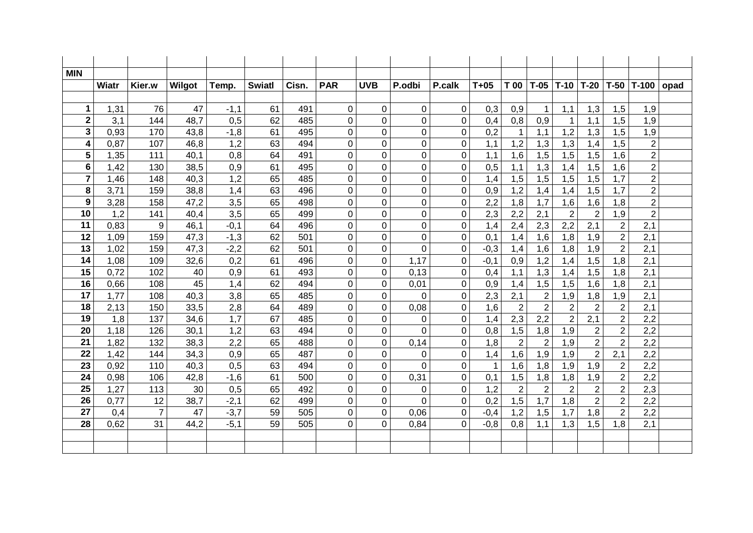| MIN | | | | | | | | | | | | | | | | | | |
|---|---|---|---|---|---|---|---|---|---|---|---|---|---|---|---|---|---|---|
| | Wiatr | Kier.w | Wilgot | Temp. | Swiatl | Cisn. | PAR | UVB | P.odbi | P.calk | T+05 | T 00 | T-05 | T-10 | T-20 | T-50 | T-100 | opad |
| | | | | | | | | | | | | | | | | | | |
| 1 | 1,31 | 76 | 47 | -1,1 | 61 | 491 | 0 | 0 | 0 | 0 | 0,3 | 0,9 | 1 | 1,1 | 1,3 | 1,5 | 1,9 | |
| 2 | 3,1 | 144 | 48,7 | 0,5 | 62 | 485 | 0 | 0 | 0 | 0 | 0,4 | 0,8 | 0,9 | 1 | 1,1 | 1,5 | 1,9 | |
| 3 | 0,93 | 170 | 43,8 | -1,8 | 61 | 495 | 0 | 0 | 0 | 0 | 0,2 | 1 | 1,1 | 1,2 | 1,3 | 1,5 | 1,9 | |
| 4 | 0,87 | 107 | 46,8 | 1,2 | 63 | 494 | 0 | 0 | 0 | 0 | 1,1 | 1,2 | 1,3 | 1,3 | 1,4 | 1,5 | 2 | |
| 5 | 1,35 | 111 | 40,1 | 0,8 | 64 | 491 | 0 | 0 | 0 | 0 | 1,1 | 1,6 | 1,5 | 1,5 | 1,5 | 1,6 | 2 | |
| 6 | 1,42 | 130 | 38,5 | 0,9 | 61 | 495 | 0 | 0 | 0 | 0 | 0,5 | 1,1 | 1,3 | 1,4 | 1,5 | 1,6 | 2 | |
| 7 | 1,46 | 148 | 40,3 | 1,2 | 65 | 485 | 0 | 0 | 0 | 0 | 1,4 | 1,5 | 1,5 | 1,5 | 1,5 | 1,7 | 2 | |
| 8 | 3,71 | 159 | 38,8 | 1,4 | 63 | 496 | 0 | 0 | 0 | 0 | 0,9 | 1,2 | 1,4 | 1,4 | 1,5 | 1,7 | 2 | |
| 9 | 3,28 | 158 | 47,2 | 3,5 | 65 | 498 | 0 | 0 | 0 | 0 | 2,2 | 1,8 | 1,7 | 1,6 | 1,6 | 1,8 | 2 | |
| 10 | 1,2 | 141 | 40,4 | 3,5 | 65 | 499 | 0 | 0 | 0 | 0 | 2,3 | 2,2 | 2,1 | 2 | 2 | 1,9 | 2 | |
| 11 | 0,83 | 9 | 46,1 | -0,1 | 64 | 496 | 0 | 0 | 0 | 0 | 1,4 | 2,4 | 2,3 | 2,2 | 2,1 | 2 | 2,1 | |
| 12 | 1,09 | 159 | 47,3 | -1,3 | 62 | 501 | 0 | 0 | 0 | 0 | 0,1 | 1,4 | 1,6 | 1,8 | 1,9 | 2 | 2,1 | |
| 13 | 1,02 | 159 | 47,3 | -2,2 | 62 | 501 | 0 | 0 | 0 | 0 | -0,3 | 1,4 | 1,6 | 1,8 | 1,9 | 2 | 2,1 | |
| 14 | 1,08 | 109 | 32,6 | 0,2 | 61 | 496 | 0 | 0 | 1,17 | 0 | -0,1 | 0,9 | 1,2 | 1,4 | 1,5 | 1,8 | 2,1 | |
| 15 | 0,72 | 102 | 40 | 0,9 | 61 | 493 | 0 | 0 | 0,13 | 0 | 0,4 | 1,1 | 1,3 | 1,4 | 1,5 | 1,8 | 2,1 | |
| 16 | 0,66 | 108 | 45 | 1,4 | 62 | 494 | 0 | 0 | 0,01 | 0 | 0,9 | 1,4 | 1,5 | 1,5 | 1,6 | 1,8 | 2,1 | |
| 17 | 1,77 | 108 | 40,3 | 3,8 | 65 | 485 | 0 | 0 | 0 | 0 | 2,3 | 2,1 | 2 | 1,9 | 1,8 | 1,9 | 2,1 | |
| 18 | 2,13 | 150 | 33,5 | 2,8 | 64 | 489 | 0 | 0 | 0,08 | 0 | 1,6 | 2 | 2 | 2 | 2 | 2 | 2,1 | |
| 19 | 1,8 | 137 | 34,6 | 1,7 | 67 | 485 | 0 | 0 | 0 | 0 | 1,4 | 2,3 | 2,2 | 2 | 2,1 | 2 | 2,2 | |
| 20 | 1,18 | 126 | 30,1 | 1,2 | 63 | 494 | 0 | 0 | 0 | 0 | 0,8 | 1,5 | 1,8 | 1,9 | 2 | 2 | 2,2 | |
| 21 | 1,82 | 132 | 38,3 | 2,2 | 65 | 488 | 0 | 0 | 0,14 | 0 | 1,8 | 2 | 2 | 1,9 | 2 | 2 | 2,2 | |
| 22 | 1,42 | 144 | 34,3 | 0,9 | 65 | 487 | 0 | 0 | 0 | 0 | 1,4 | 1,6 | 1,9 | 1,9 | 2 | 2,1 | 2,2 | |
| 23 | 0,92 | 110 | 40,3 | 0,5 | 63 | 494 | 0 | 0 | 0 | 0 | 1 | 1,6 | 1,8 | 1,9 | 1,9 | 2 | 2,2 | |
| 24 | 0,98 | 106 | 42,8 | -1,6 | 61 | 500 | 0 | 0 | 0,31 | 0 | 0,1 | 1,5 | 1,8 | 1,8 | 1,9 | 2 | 2,2 | |
| 25 | 1,27 | 113 | 30 | 0,5 | 65 | 492 | 0 | 0 | 0 | 0 | 1,2 | 2 | 2 | 2 | 2 | 2 | 2,3 | |
| 26 | 0,77 | 12 | 38,7 | -2,1 | 62 | 499 | 0 | 0 | 0 | 0 | 0,2 | 1,5 | 1,7 | 1,8 | 2 | 2 | 2,2 | |
| 27 | 0,4 | 7 | 47 | -3,7 | 59 | 505 | 0 | 0 | 0,06 | 0 | -0,4 | 1,2 | 1,5 | 1,7 | 1,8 | 2 | 2,2 | |
| 28 | 0,62 | 31 | 44,2 | -5,1 | 59 | 505 | 0 | 0 | 0,84 | 0 | -0,8 | 0,8 | 1,1 | 1,3 | 1,5 | 1,8 | 2,1 | |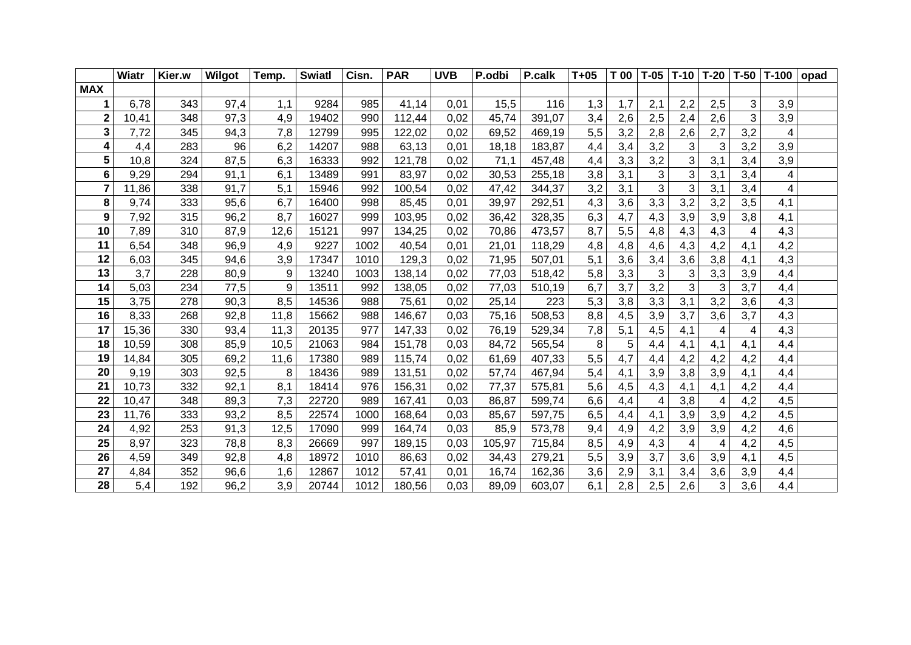| | Wiatr | Kier.w | Wilgot | Temp. | Swiatl | Cisn. | PAR | UVB | P.odbi | P.calk | T+05 | T 00 | T-05 | T-10 | T-20 | T-50 | T-100 | opad |
|---|---|---|---|---|---|---|---|---|---|---|---|---|---|---|---|---|---|---|
| **MAX** | | | | | | | | | | | | | | | | | | |
| **1** | 6,78 | 343 | 97,4 | 1,1 | 9284 | 985 | 41,14 | 0,01 | 15,5 | 116 | 1,3 | 1,7 | 2,1 | 2,2 | 2,5 | 3 | 3,9 | |
| **2** | 10,41 | 348 | 97,3 | 4,9 | 19402 | 990 | 112,44 | 0,02 | 45,74 | 391,07 | 3,4 | 2,6 | 2,5 | 2,4 | 2,6 | 3 | 3,9 | |
| **3** | 7,72 | 345 | 94,3 | 7,8 | 12799 | 995 | 122,02 | 0,02 | 69,52 | 469,19 | 5,5 | 3,2 | 2,8 | 2,6 | 2,7 | 3,2 | 4 | |
| **4** | 4,4 | 283 | 96 | 6,2 | 14207 | 988 | 63,13 | 0,01 | 18,18 | 183,87 | 4,4 | 3,4 | 3,2 | 3 | 3 | 3,2 | 3,9 | |
| **5** | 10,8 | 324 | 87,5 | 6,3 | 16333 | 992 | 121,78 | 0,02 | 71,1 | 457,48 | 4,4 | 3,3 | 3,2 | 3 | 3,1 | 3,4 | 3,9 | |
| **6** | 9,29 | 294 | 91,1 | 6,1 | 13489 | 991 | 83,97 | 0,02 | 30,53 | 255,18 | 3,8 | 3,1 | 3 | 3 | 3,1 | 3,4 | 4 | |
| **7** | 11,86 | 338 | 91,7 | 5,1 | 15946 | 992 | 100,54 | 0,02 | 47,42 | 344,37 | 3,2 | 3,1 | 3 | 3 | 3,1 | 3,4 | 4 | |
| **8** | 9,74 | 333 | 95,6 | 6,7 | 16400 | 998 | 85,45 | 0,01 | 39,97 | 292,51 | 4,3 | 3,6 | 3,3 | 3,2 | 3,2 | 3,5 | 4,1 | |
| **9** | 7,92 | 315 | 96,2 | 8,7 | 16027 | 999 | 103,95 | 0,02 | 36,42 | 328,35 | 6,3 | 4,7 | 4,3 | 3,9 | 3,9 | 3,8 | 4,1 | |
| **10** | 7,89 | 310 | 87,9 | 12,6 | 15121 | 997 | 134,25 | 0,02 | 70,86 | 473,57 | 8,7 | 5,5 | 4,8 | 4,3 | 4,3 | 4 | 4,3 | |
| **11** | 6,54 | 348 | 96,9 | 4,9 | 9227 | 1002 | 40,54 | 0,01 | 21,01 | 118,29 | 4,8 | 4,8 | 4,6 | 4,3 | 4,2 | 4,1 | 4,2 | |
| **12** | 6,03 | 345 | 94,6 | 3,9 | 17347 | 1010 | 129,3 | 0,02 | 71,95 | 507,01 | 5,1 | 3,6 | 3,4 | 3,6 | 3,8 | 4,1 | 4,3 | |
| **13** | 3,7 | 228 | 80,9 | 9 | 13240 | 1003 | 138,14 | 0,02 | 77,03 | 518,42 | 5,8 | 3,3 | 3 | 3 | 3,3 | 3,9 | 4,4 | |
| **14** | 5,03 | 234 | 77,5 | 9 | 13511 | 992 | 138,05 | 0,02 | 77,03 | 510,19 | 6,7 | 3,7 | 3,2 | 3 | 3 | 3,7 | 4,4 | |
| **15** | 3,75 | 278 | 90,3 | 8,5 | 14536 | 988 | 75,61 | 0,02 | 25,14 | 223 | 5,3 | 3,8 | 3,3 | 3,1 | 3,2 | 3,6 | 4,3 | |
| **16** | 8,33 | 268 | 92,8 | 11,8 | 15662 | 988 | 146,67 | 0,03 | 75,16 | 508,53 | 8,8 | 4,5 | 3,9 | 3,7 | 3,6 | 3,7 | 4,3 | |
| **17** | 15,36 | 330 | 93,4 | 11,3 | 20135 | 977 | 147,33 | 0,02 | 76,19 | 529,34 | 7,8 | 5,1 | 4,5 | 4,1 | 4 | 4 | 4,3 | |
| **18** | 10,59 | 308 | 85,9 | 10,5 | 21063 | 984 | 151,78 | 0,03 | 84,72 | 565,54 | 8 | 5 | 4,4 | 4,1 | 4,1 | 4,1 | 4,4 | |
| **19** | 14,84 | 305 | 69,2 | 11,6 | 17380 | 989 | 115,74 | 0,02 | 61,69 | 407,33 | 5,5 | 4,7 | 4,4 | 4,2 | 4,2 | 4,2 | 4,4 | |
| **20** | 9,19 | 303 | 92,5 | 8 | 18436 | 989 | 131,51 | 0,02 | 57,74 | 467,94 | 5,4 | 4,1 | 3,9 | 3,8 | 3,9 | 4,1 | 4,4 | |
| **21** | 10,73 | 332 | 92,1 | 8,1 | 18414 | 976 | 156,31 | 0,02 | 77,37 | 575,81 | 5,6 | 4,5 | 4,3 | 4,1 | 4,1 | 4,2 | 4,4 | |
| **22** | 10,47 | 348 | 89,3 | 7,3 | 22720 | 989 | 167,41 | 0,03 | 86,87 | 599,74 | 6,6 | 4,4 | 4 | 3,8 | 4 | 4,2 | 4,5 | |
| **23** | 11,76 | 333 | 93,2 | 8,5 | 22574 | 1000 | 168,64 | 0,03 | 85,67 | 597,75 | 6,5 | 4,4 | 4,1 | 3,9 | 3,9 | 4,2 | 4,5 | |
| **24** | 4,92 | 253 | 91,3 | 12,5 | 17090 | 999 | 164,74 | 0,03 | 85,9 | 573,78 | 9,4 | 4,9 | 4,2 | 3,9 | 3,9 | 4,2 | 4,6 | |
| **25** | 8,97 | 323 | 78,8 | 8,3 | 26669 | 997 | 189,15 | 0,03 | 105,97 | 715,84 | 8,5 | 4,9 | 4,3 | 4 | 4 | 4,2 | 4,5 | |
| **26** | 4,59 | 349 | 92,8 | 4,8 | 18972 | 1010 | 86,63 | 0,02 | 34,43 | 279,21 | 5,5 | 3,9 | 3,7 | 3,6 | 3,9 | 4,1 | 4,5 | |
| **27** | 4,84 | 352 | 96,6 | 1,6 | 12867 | 1012 | 57,41 | 0,01 | 16,74 | 162,36 | 3,6 | 2,9 | 3,1 | 3,4 | 3,6 | 3,9 | 4,4 | |
| **28** | 5,4 | 192 | 96,2 | 3,9 | 20744 | 1012 | 180,56 | 0,03 | 89,09 | 603,07 | 6,1 | 2,8 | 2,5 | 2,6 | 3 | 3,6 | 4,4 | |